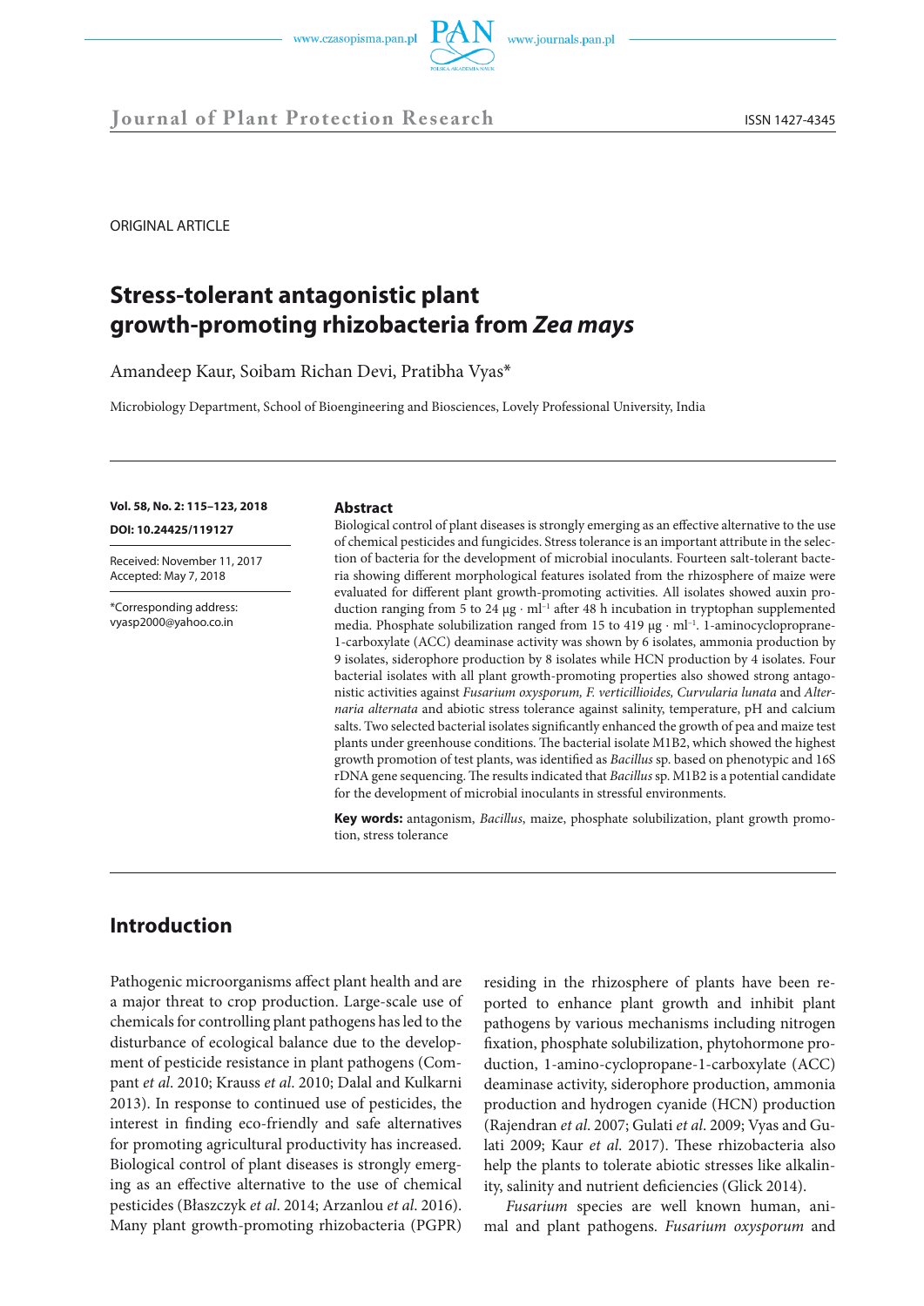ORIGINAL ARTICLE

# Stress-tolerant antagonistic plant growth-promoting rhizobacteria from *Zea mays*

Amandeep Kaur, Soibam Richan Devi, Pratibha Vyas*

Microbiology Department, School of Bioengineering and Biosciences, Lovely Professional University, India

**Vol. 58, No. 2: 115–123, 2018**

**DOI: 10.24425/119127**

Received: November 11, 2017
Accepted: May 7, 2018

*Corresponding address:
vyasp2000@yahoo.co.in

**Abstract**

Biological control of plant diseases is strongly emerging as an effective alternative to the use of chemical pesticides and fungicides. Stress tolerance is an important attribute in the selection of bacteria for the development of microbial inoculants. Fourteen salt-tolerant bacteria showing different morphological features isolated from the rhizosphere of maize were evaluated for different plant growth-promoting activities. All isolates showed auxin production ranging from 5 to 24 μg · ml$^{-1}$ after 48 h incubation in tryptophan supplemented media. Phosphate solubilization ranged from 15 to 419 μg · ml$^{-1}$. 1-aminocyclopropane-1-carboxylate (ACC) deaminase activity was shown by 6 isolates, ammonia production by 9 isolates, siderophore production by 8 isolates while HCN production by 4 isolates. Four bacterial isolates with all plant growth-promoting properties also showed strong antagonistic activities against *Fusarium oxysporum, F. verticillioides, Curvularia lunata* and *Alternaria alternata* and abiotic stress tolerance against salinity, temperature, pH and calcium salts. Two selected bacterial isolates significantly enhanced the growth of pea and maize test plants under greenhouse conditions. The bacterial isolate M1B2, which showed the highest growth promotion of test plants, was identified as *Bacillus* sp. based on phenotypic and 16S rDNA gene sequencing. The results indicated that *Bacillus* sp. M1B2 is a potential candidate for the development of microbial inoculants in stressful environments.

**Key words:** antagonism, *Bacillus*, maize, phosphate solubilization, plant growth promotion, stress tolerance

## Introduction

Pathogenic microorganisms affect plant health and are a major threat to crop production. Large-scale use of chemicals for controlling plant pathogens has led to the disturbance of ecological balance due to the development of pesticide resistance in plant pathogens (Compant *et al*. 2010; Krauss *et al*. 2010; Dalal and Kulkarni 2013). In response to continued use of pesticides, the interest in finding eco-friendly and safe alternatives for promoting agricultural productivity has increased. Biological control of plant diseases is strongly emerging as an effective alternative to the use of chemical pesticides (Błaszczyk *et al*. 2014; Arzanlou *et al*. 2016). Many plant growth-promoting rhizobacteria (PGPR) residing in the rhizosphere of plants have been reported to enhance plant growth and inhibit plant pathogens by various mechanisms including nitrogen fixation, phosphate solubilization, phytohormone production, 1-amino-cyclopropane-1-carboxylate (ACC) deaminase activity, siderophore production, ammonia production and hydrogen cyanide (HCN) production (Rajendran *et al*. 2007; Gulati *et al*. 2009; Vyas and Gulati 2009; Kaur *et al*. 2017). These rhizobacteria also help the plants to tolerate abiotic stresses like alkalinity, salinity and nutrient deficiencies (Glick 2014).

*Fusarium* species are well known human, animal and plant pathogens. *Fusarium oxysporum* and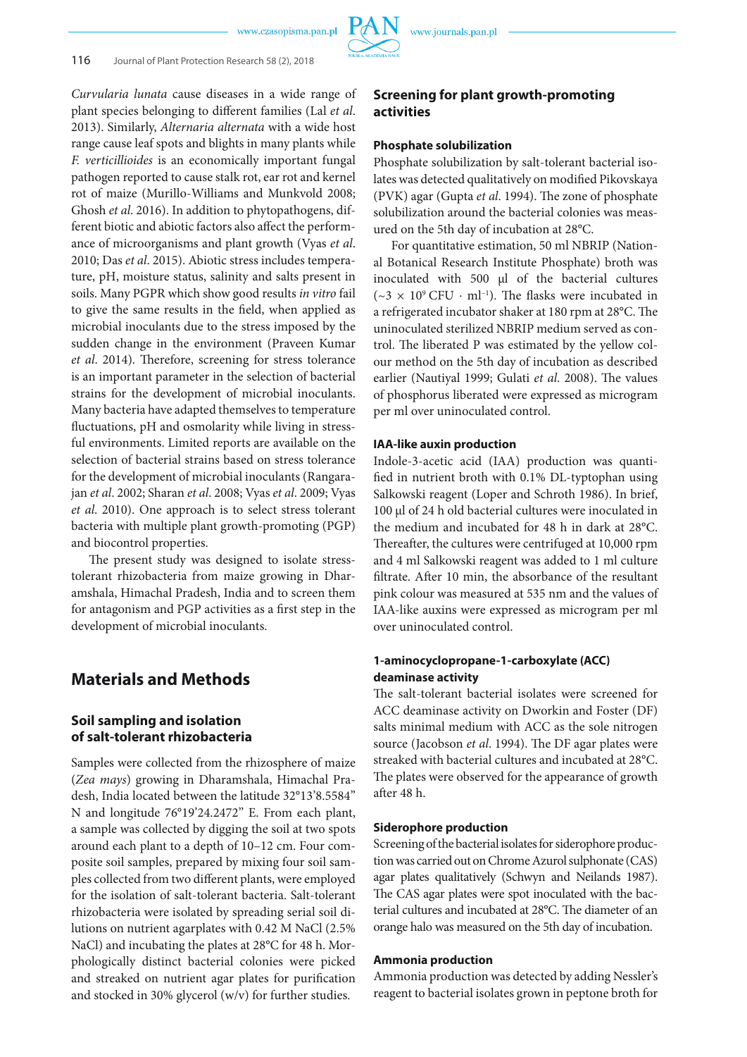*Curvularia lunata* cause diseases in a wide range of plant species belonging to different families (Lal *et al*. 2013). Similarly, *Alternaria alternata* with a wide host range cause leaf spots and blights in many plants while *F. verticillioides* is an economically important fungal pathogen reported to cause stalk rot, ear rot and kernel rot of maize (Murillo-Williams and Munkvold 2008; Ghosh *et al*. 2016). In addition to phytopathogens, different biotic and abiotic factors also affect the performance of microorganisms and plant growth (Vyas *et al*. 2010; Das *et al*. 2015). Abiotic stress includes temperature, pH, moisture status, salinity and salts present in soils. Many PGPR which show good results *in vitro* fail to give the same results in the field, when applied as microbial inoculants due to the stress imposed by the sudden change in the environment (Praveen Kumar *et al*. 2014). Therefore, screening for stress tolerance is an important parameter in the selection of bacterial strains for the development of microbial inoculants. Many bacteria have adapted themselves to temperature fluctuations, pH and osmolarity while living in stressful environments. Limited reports are available on the selection of bacterial strains based on stress tolerance for the development of microbial inoculants (Rangarajan *et al*. 2002; Sharan *et al*. 2008; Vyas *et al*. 2009; Vyas *et al*. 2010). One approach is to select stress tolerant bacteria with multiple plant growth-promoting (PGP) and biocontrol properties.

The present study was designed to isolate stress-tolerant rhizobacteria from maize growing in Dharamshala, Himachal Pradesh, India and to screen them for antagonism and PGP activities as a first step in the development of microbial inoculants.

## Materials and Methods

### Soil sampling and isolation of salt-tolerant rhizobacteria

Samples were collected from the rhizosphere of maize (*Zea mays*) growing in Dharamshala, Himachal Pradesh, India located between the latitude 32°13'8.5584" N and longitude 76°19'24.2472" E. From each plant, a sample was collected by digging the soil at two spots around each plant to a depth of 10–12 cm. Four composite soil samples, prepared by mixing four soil samples collected from two different plants, were employed for the isolation of salt-tolerant bacteria. Salt-tolerant rhizobacteria were isolated by spreading serial soil dilutions on nutrient agarplates with 0.42 M NaCl (2.5% NaCl) and incubating the plates at 28°C for 48 h. Morphologically distinct bacterial colonies were picked and streaked on nutrient agar plates for purification and stocked in 30% glycerol (w/v) for further studies.

### Screening for plant growth-promoting activities

#### Phosphate solubilization

Phosphate solubilization by salt-tolerant bacterial isolates was detected qualitatively on modified Pikovskaya (PVK) agar (Gupta *et al*. 1994). The zone of phosphate solubilization around the bacterial colonies was measured on the 5th day of incubation at 28°C.

For quantitative estimation, 50 ml NBRIP (National Botanical Research Institute Phosphate) broth was inoculated with 500 μl of the bacterial cultures ($\sim 3 \times 10^9$ CFU · ml$^{-1}$). The flasks were incubated in a refrigerated incubator shaker at 180 rpm at 28°C. The uninoculated sterilized NBRIP medium served as control. The liberated P was estimated by the yellow colour method on the 5th day of incubation as described earlier (Nautiyal 1999; Gulati *et al*. 2008). The values of phosphorus liberated were expressed as microgram per ml over uninoculated control.

#### IAA-like auxin production

Indole-3-acetic acid (IAA) production was quantified in nutrient broth with 0.1% DL-typtophan using Salkowski reagent (Loper and Schroth 1986). In brief, 100 μl of 24 h old bacterial cultures were inoculated in the medium and incubated for 48 h in dark at 28°C. Thereafter, the cultures were centrifuged at 10,000 rpm and 4 ml Salkowski reagent was added to 1 ml culture filtrate. After 10 min, the absorbance of the resultant pink colour was measured at 535 nm and the values of IAA-like auxins were expressed as microgram per ml over uninoculated control.

#### 1-aminocyclopropane-1-carboxylate (ACC) deaminase activity

The salt-tolerant bacterial isolates were screened for ACC deaminase activity on Dworkin and Foster (DF) salts minimal medium with ACC as the sole nitrogen source (Jacobson *et al*. 1994). The DF agar plates were streaked with bacterial cultures and incubated at 28°C. The plates were observed for the appearance of growth after 48 h.

#### Siderophore production

Screening of the bacterial isolates for siderophore production was carried out on Chrome Azurol sulphonate (CAS) agar plates qualitatively (Schwyn and Neilands 1987). The CAS agar plates were spot inoculated with the bacterial cultures and incubated at 28°C. The diameter of an orange halo was measured on the 5th day of incubation.

#### Ammonia production

Ammonia production was detected by adding Nessler's reagent to bacterial isolates grown in peptone broth for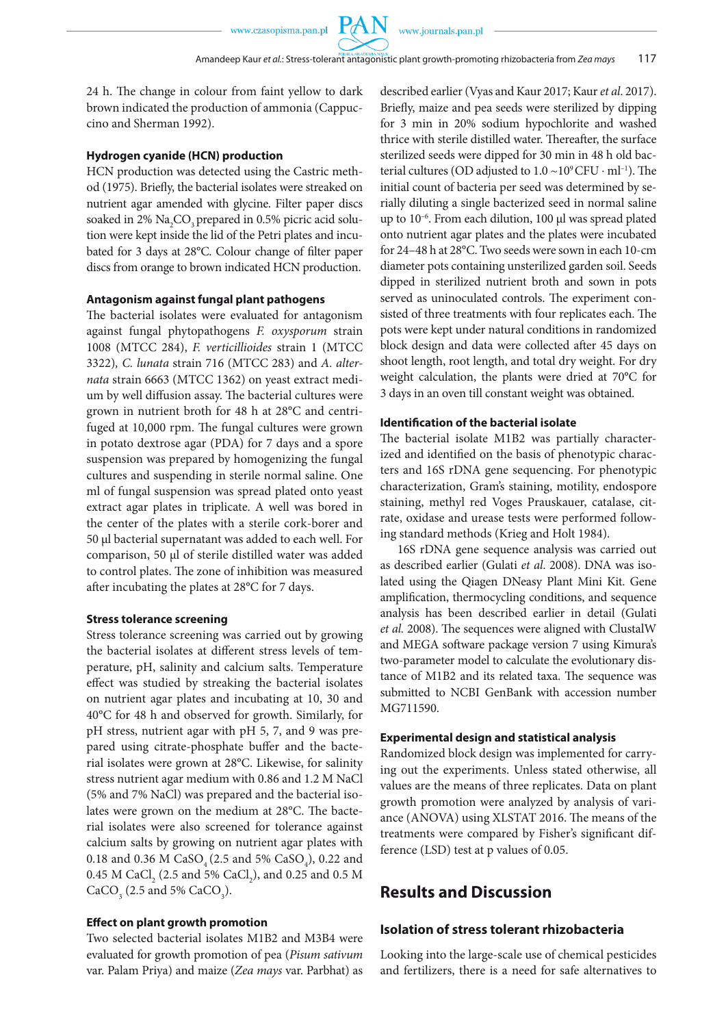24 h. The change in colour from faint yellow to dark brown indicated the production of ammonia (Cappuccino and Sherman 1992).

### Hydrogen cyanide (HCN) production

HCN production was detected using the Castric method (1975). Briefly, the bacterial isolates were streaked on nutrient agar amended with glycine. Filter paper discs soaked in 2% $Na_2CO_3$ prepared in 0.5% picric acid solution were kept inside the lid of the Petri plates and incubated for 3 days at 28°C. Colour change of filter paper discs from orange to brown indicated HCN production.

### Antagonism against fungal plant pathogens

The bacterial isolates were evaluated for antagonism against fungal phytopathogens *F. oxysporum* strain 1008 (MTCC 284), *F. verticillioides* strain 1 (MTCC 3322), *C. lunata* strain 716 (MTCC 283) and *A. alternata* strain 6663 (MTCC 1362) on yeast extract medium by well diffusion assay. The bacterial cultures were grown in nutrient broth for 48 h at 28°C and centrifuged at 10,000 rpm. The fungal cultures were grown in potato dextrose agar (PDA) for 7 days and a spore suspension was prepared by homogenizing the fungal cultures and suspending in sterile normal saline. One ml of fungal suspension was spread plated onto yeast extract agar plates in triplicate. A well was bored in the center of the plates with a sterile cork-borer and 50 μl bacterial supernatant was added to each well. For comparison, 50 μl of sterile distilled water was added to control plates. The zone of inhibition was measured after incubating the plates at 28°C for 7 days.

### Stress tolerance screening

Stress tolerance screening was carried out by growing the bacterial isolates at different stress levels of temperature, pH, salinity and calcium salts. Temperature effect was studied by streaking the bacterial isolates on nutrient agar plates and incubating at 10, 30 and 40°C for 48 h and observed for growth. Similarly, for pH stress, nutrient agar with pH 5, 7, and 9 was prepared using citrate-phosphate buffer and the bacterial isolates were grown at 28°C. Likewise, for salinity stress nutrient agar medium with 0.86 and 1.2 M NaCl (5% and 7% NaCl) was prepared and the bacterial isolates were grown on the medium at 28°C. The bacterial isolates were also screened for tolerance against calcium salts by growing on nutrient agar plates with 0.18 and 0.36 M $CaSO_4$ (2.5 and 5% $CaSO_4$), 0.22 and 0.45 M $CaCl_2$ (2.5 and 5% $CaCl_2$), and 0.25 and 0.5 M $CaCO_3$ (2.5 and 5% $CaCO_3$).

### Effect on plant growth promotion

Two selected bacterial isolates M1B2 and M3B4 were evaluated for growth promotion of pea (*Pisum sativum* var. Palam Priya) and maize (*Zea mays* var. Parbhat) as described earlier (Vyas and Kaur 2017; Kaur *et al.* 2017). Briefly, maize and pea seeds were sterilized by dipping for 3 min in 20% sodium hypochlorite and washed thrice with sterile distilled water. Thereafter, the surface sterilized seeds were dipped for 30 min in 48 h old bacterial cultures (OD adjusted to 1.0 ~$10^9$ CFU · $ml^{-1}$). The initial count of bacteria per seed was determined by serially diluting a single bacterized seed in normal saline up to $10^{-6}$. From each dilution, 100 μl was spread plated onto nutrient agar plates and the plates were incubated for 24–48 h at 28°C. Two seeds were sown in each 10-cm diameter pots containing unsterilized garden soil. Seeds dipped in sterilized nutrient broth and sown in pots served as uninoculated controls. The experiment consisted of three treatments with four replicates each. The pots were kept under natural conditions in randomized block design and data were collected after 45 days on shoot length, root length, and total dry weight. For dry weight calculation, the plants were dried at 70°C for 3 days in an oven till constant weight was obtained.

### Identification of the bacterial isolate

The bacterial isolate M1B2 was partially characterized and identified on the basis of phenotypic characters and 16S rDNA gene sequencing. For phenotypic characterization, Gram's staining, motility, endospore staining, methyl red Voges Prauskauer, catalase, citrate, oxidase and urease tests were performed following standard methods (Krieg and Holt 1984).

16S rDNA gene sequence analysis was carried out as described earlier (Gulati *et al.* 2008). DNA was isolated using the Qiagen DNeasy Plant Mini Kit. Gene amplification, thermocycling conditions, and sequence analysis has been described earlier in detail (Gulati *et al.* 2008). The sequences were aligned with ClustalW and MEGA software package version 7 using Kimura's two-parameter model to calculate the evolutionary distance of M1B2 and its related taxa. The sequence was submitted to NCBI GenBank with accession number MG711590.

### Experimental design and statistical analysis

Randomized block design was implemented for carrying out the experiments. Unless stated otherwise, all values are the means of three replicates. Data on plant growth promotion were analyzed by analysis of variance (ANOVA) using XLSTAT 2016. The means of the treatments were compared by Fisher's significant difference (LSD) test at p values of 0.05.

## Results and Discussion

### Isolation of stress tolerant rhizobacteria

Looking into the large-scale use of chemical pesticides and fertilizers, there is a need for safe alternatives to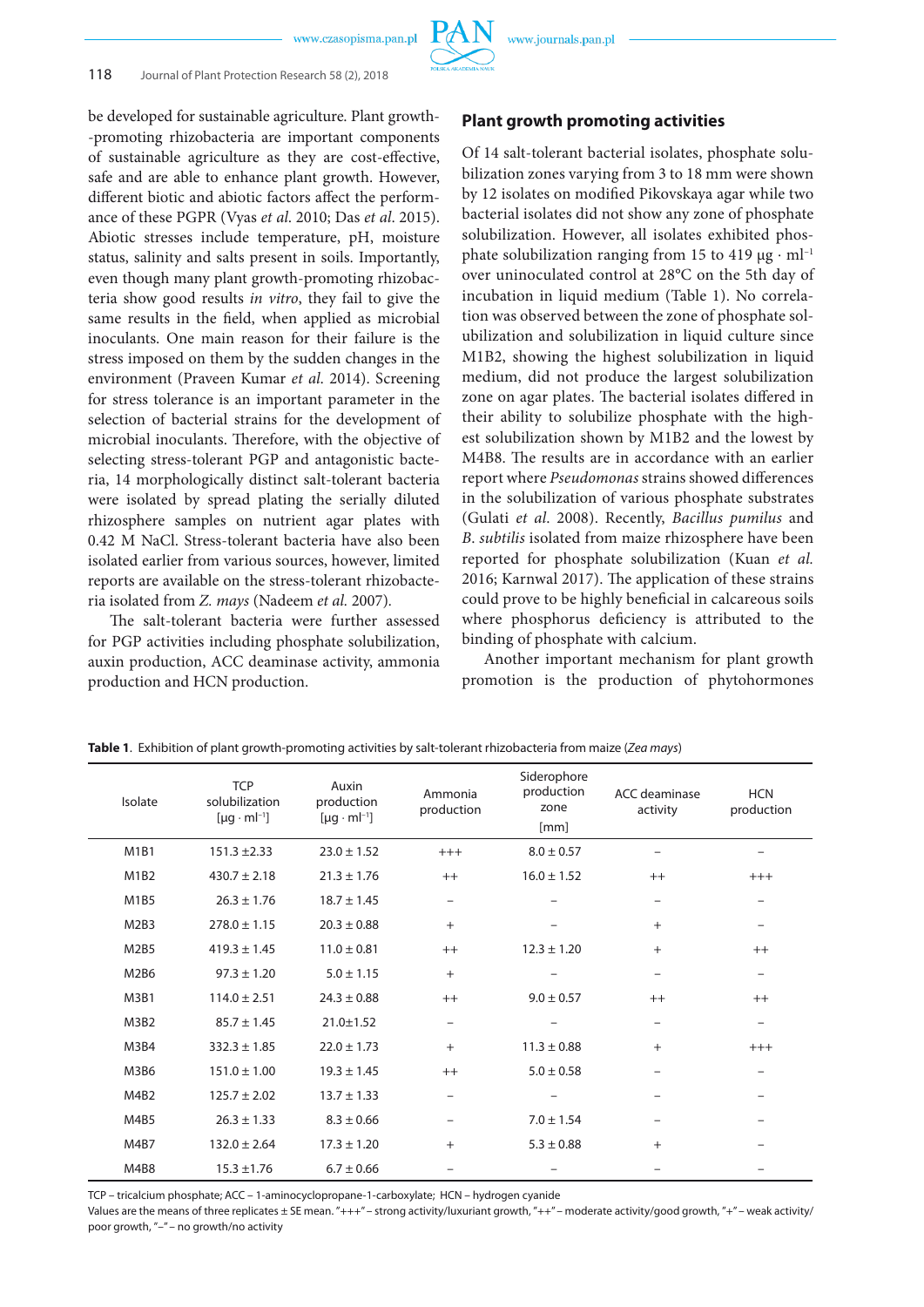be developed for sustainable agriculture. Plant growth-promoting rhizobacteria are important components of sustainable agriculture as they are cost-effective, safe and are able to enhance plant growth. However, different biotic and abiotic factors affect the performance of these PGPR (Vyas *et al.* 2010; Das *et al.* 2015). Abiotic stresses include temperature, pH, moisture status, salinity and salts present in soils. Importantly, even though many plant growth-promoting rhizobacteria show good results *in vitro*, they fail to give the same results in the field, when applied as microbial inoculants. One main reason for their failure is the stress imposed on them by the sudden changes in the environment (Praveen Kumar *et al.* 2014). Screening for stress tolerance is an important parameter in the selection of bacterial strains for the development of microbial inoculants. Therefore, with the objective of selecting stress-tolerant PGP and antagonistic bacteria, 14 morphologically distinct salt-tolerant bacteria were isolated by spread plating the serially diluted rhizosphere samples on nutrient agar plates with 0.42 M NaCl. Stress-tolerant bacteria have also been isolated earlier from various sources, however, limited reports are available on the stress-tolerant rhizobacteria isolated from *Z. mays* (Nadeem *et al.* 2007).

The salt-tolerant bacteria were further assessed for PGP activities including phosphate solubilization, auxin production, ACC deaminase activity, ammonia production and HCN production.

## Plant growth promoting activities

Of 14 salt-tolerant bacterial isolates, phosphate solubilization zones varying from 3 to 18 mm were shown by 12 isolates on modified Pikovskaya agar while two bacterial isolates did not show any zone of phosphate solubilization. However, all isolates exhibited phosphate solubilization ranging from 15 to 419 μg · ml$^{-1}$ over uninoculated control at 28°C on the 5th day of incubation in liquid medium (Table 1). No correlation was observed between the zone of phosphate solubilization and solubilization in liquid culture since M1B2, showing the highest solubilization in liquid medium, did not produce the largest solubilization zone on agar plates. The bacterial isolates differed in their ability to solubilize phosphate with the highest solubilization shown by M1B2 and the lowest by M4B8. The results are in accordance with an earlier report where *Pseudomonas* strains showed differences in the solubilization of various phosphate substrates (Gulati *et al.* 2008). Recently, *Bacillus pumilus* and *B. subtilis* isolated from maize rhizosphere have been reported for phosphate solubilization (Kuan *et al.* 2016; Karnwal 2017). The application of these strains could prove to be highly beneficial in calcareous soils where phosphorus deficiency is attributed to the binding of phosphate with calcium.

Another important mechanism for plant growth promotion is the production of phytohormones

**Table 1**. Exhibition of plant growth-promoting activities by salt-tolerant rhizobacteria from maize (*Zea mays*)

| Isolate | TCP solubilization [μg · ml$^{-1}$] | Auxin production [μg · ml$^{-1}$] | Ammonia production | Siderophore production zone [mm] | ACC deaminase activity | HCN production |
|---|---|---|---|---|---|---|
| M1B1 | 151.3 ±2.33 | 23.0 ± 1.52 | +++ | 8.0 ± 0.57 | – | – |
| M1B2 | 430.7 ± 2.18 | 21.3 ± 1.76 | ++ | 16.0 ± 1.52 | ++ | +++ |
| M1B5 | 26.3 ± 1.76 | 18.7 ± 1.45 | – | – | – | – |
| M2B3 | 278.0 ± 1.15 | 20.3 ± 0.88 | + | – | + | – |
| M2B5 | 419.3 ± 1.45 | 11.0 ± 0.81 | ++ | 12.3 ± 1.20 | + | ++ |
| M2B6 | 97.3 ± 1.20 | 5.0 ± 1.15 | + | – | – | – |
| M3B1 | 114.0 ± 2.51 | 24.3 ± 0.88 | ++ | 9.0 ± 0.57 | ++ | ++ |
| M3B2 | 85.7 ± 1.45 | 21.0±1.52 | – | – | – | – |
| M3B4 | 332.3 ± 1.85 | 22.0 ± 1.73 | + | 11.3 ± 0.88 | + | +++ |
| M3B6 | 151.0 ± 1.00 | 19.3 ± 1.45 | ++ | 5.0 ± 0.58 | – | – |
| M4B2 | 125.7 ± 2.02 | 13.7 ± 1.33 | – | – | – | – |
| M4B5 | 26.3 ± 1.33 | 8.3 ± 0.66 | – | 7.0 ± 1.54 | – | – |
| M4B7 | 132.0 ± 2.64 | 17.3 ± 1.20 | + | 5.3 ± 0.88 | + | – |
| M4B8 | 15.3 ±1.76 | 6.7 ± 0.66 | – | – | – | – |

TCP – tricalcium phosphate; ACC – 1-aminocyclopropane-1-carboxylate; HCN – hydrogen cyanide
Values are the means of three replicates ± SE mean. "+++" – strong activity/luxuriant growth, "++" – moderate activity/good growth, "+" – weak activity/poor growth, "–" – no growth/no activity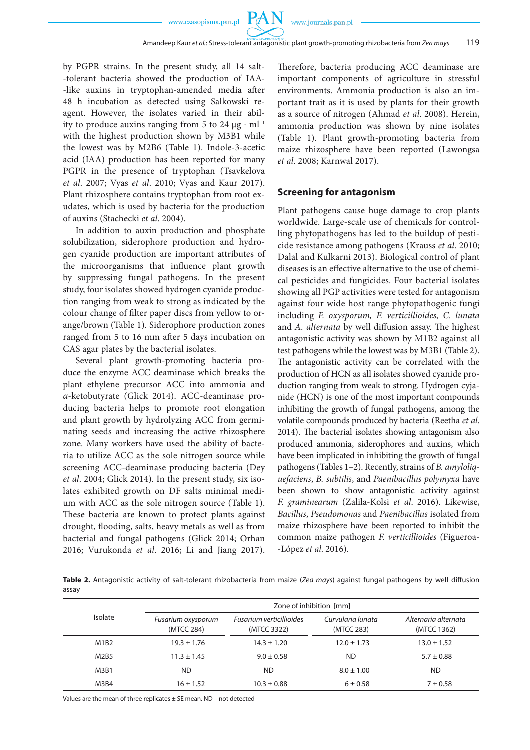by PGPR strains. In the present study, all 14 salt-tolerant bacteria showed the production of IAA-like auxins in tryptophan-amended media after 48 h incubation as detected using Salkowski reagent. However, the isolates varied in their ability to produce auxins ranging from 5 to 24 μg · ml$^{-1}$ with the highest production shown by M3B1 while the lowest was by M2B6 (Table 1). Indole-3-acetic acid (IAA) production has been reported for many PGPR in the presence of tryptophan (Tsavkelova *et al*. 2007; Vyas *et al*. 2010; Vyas and Kaur 2017). Plant rhizosphere contains tryptophan from root exudates, which is used by bacteria for the production of auxins (Stachecki *et al*. 2004).

In addition to auxin production and phosphate solubilization, siderophore production and hydrogen cyanide production are important attributes of the microorganisms that influence plant growth by suppressing fungal pathogens. In the present study, four isolates showed hydrogen cyanide production ranging from weak to strong as indicated by the colour change of filter paper discs from yellow to orange/brown (Table 1). Siderophore production zones ranged from 5 to 16 mm after 5 days incubation on CAS agar plates by the bacterial isolates.

Several plant growth-promoting bacteria produce the enzyme ACC deaminase which breaks the plant ethylene precursor ACC into ammonia and α-ketobutyrate (Glick 2014). ACC-deaminase producing bacteria helps to promote root elongation and plant growth by hydrolyzing ACC from germinating seeds and increasing the active rhizosphere zone. Many workers have used the ability of bacteria to utilize ACC as the sole nitrogen source while screening ACC-deaminase producing bacteria (Dey *et al*. 2004; Glick 2014). In the present study, six isolates exhibited growth on DF salts minimal medium with ACC as the sole nitrogen source (Table 1). These bacteria are known to protect plants against drought, flooding, salts, heavy metals as well as from bacterial and fungal pathogens (Glick 2014; Orhan 2016; Vurukonda *et al*. 2016; Li and Jiang 2017). Therefore, bacteria producing ACC deaminase are important components of agriculture in stressful environments. Ammonia production is also an important trait as it is used by plants for their growth as a source of nitrogen (Ahmad *et al*. 2008). Herein, ammonia production was shown by nine isolates (Table 1). Plant growth-promoting bacteria from maize rhizosphere have been reported (Lawongsa *et al*. 2008; Karnwal 2017).

## Screening for antagonism

Plant pathogens cause huge damage to crop plants worldwide. Large-scale use of chemicals for controlling phytopathogens has led to the buildup of pesticide resistance among pathogens (Krauss *et al*. 2010; Dalal and Kulkarni 2013). Biological control of plant diseases is an effective alternative to the use of chemical pesticides and fungicides. Four bacterial isolates showing all PGP activities were tested for antagonism against four wide host range phytopathogenic fungi including *F. oxysporum, F. verticillioides, C. lunata* and *A. alternata* by well diffusion assay. The highest antagonistic activity was shown by M1B2 against all test pathogens while the lowest was by M3B1 (Table 2). The antagonistic activity can be correlated with the production of HCN as all isolates showed cyanide production ranging from weak to strong. Hydrogen cyjanide (HCN) is one of the most important compounds inhibiting the growth of fungal pathogens, among the volatile compounds produced by bacteria (Reetha *et al*. 2014). The bacterial isolates showing antagonism also produced ammonia, siderophores and auxins, which have been implicated in inhibiting the growth of fungal pathogens (Tables 1–2). Recently, strains of *B. amyloliquefaciens*, *B. subtilis*, and *Paenibacillus polymyxa* have been shown to show antagonistic activity against *F. graminearum* (Zalila-Kolsi *et al*. 2016). Likewise, *Bacillus*, *Pseudomonas* and *Paenibacillus* isolated from maize rhizosphere have been reported to inhibit the common maize pathogen *F. verticillioides* (Figueroa-López *et al*. 2016).

**Table 2.** Antagonistic activity of salt-tolerant rhizobacteria from maize (*Zea mays*) against fungal pathogens by well diffusion assay

| Isolate | Zone of inhibition [mm] | | | |
|---|---|---|---|---|
| | *Fusarium oxysporum* (MTCC 284) | *Fusarium verticillioides* (MTCC 3322) | *Curvularia lunata* (MTCC 283) | *Alternaria alternata* (MTCC 1362) |
| M1B2 | 19.3 ± 1.76 | 14.3 ± 1.20 | 12.0 ± 1.73 | 13.0 ± 1.52 |
| M2B5 | 11.3 ± 1.45 | 9.0 ± 0.58 | ND | 5.7 ± 0.88 |
| M3B1 | ND | ND | 8.0 ± 1.00 | ND |
| M3B4 | 16 ± 1.52 | 10.3 ± 0.88 | 6 ± 0.58 | 7 ± 0.58 |

Values are the mean of three replicates ± SE mean. ND – not detected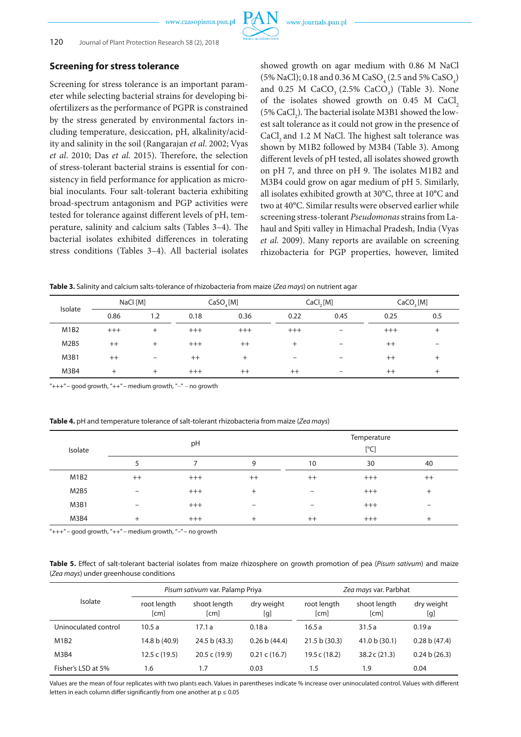## Screening for stress tolerance

Screening for stress tolerance is an important parameter while selecting bacterial strains for developing biofertilizers as the performance of PGPR is constrained by the stress generated by environmental factors including temperature, desiccation, pH, alkalinity/acidity and salinity in the soil (Rangarajan *et al.* 2002; Vyas *et al.* 2010; Das *et al.* 2015). Therefore, the selection of stress-tolerant bacterial strains is essential for consistency in field performance for application as microbial inoculants. Four salt-tolerant bacteria exhibiting broad-spectrum antagonism and PGP activities were tested for tolerance against different levels of pH, temperature, salinity and calcium salts (Tables 3–4). The bacterial isolates exhibited differences in tolerating stress conditions (Tables 3–4). All bacterial isolates showed growth on agar medium with 0.86 M NaCl (5% NaCl); 0.18 and 0.36 M $CaSO_4$ (2.5 and 5% $CaSO_4$) and 0.25 M $CaCO_3$ (2.5% $CaCO_3$) (Table 3). None of the isolates showed growth on 0.45 M $CaCl_2$ (5% $CaCl_2$). The bacterial isolate M3B1 showed the lowest salt tolerance as it could not grow in the presence of $CaCl_2$ and 1.2 M NaCl. The highest salt tolerance was shown by M1B2 followed by M3B4 (Table 3). Among different levels of pH tested, all isolates showed growth on pH 7, and three on pH 9. The isolates M1B2 and M3B4 could grow on agar medium of pH 5. Similarly, all isolates exhibited growth at 30°C, three at 10°C and two at 40°C. Similar results were observed earlier while screening stress-tolerant *Pseudomonas* strains from Lahaul and Spiti valley in Himachal Pradesh, India (Vyas *et al.* 2009). Many reports are available on screening rhizobacteria for PGP properties, however, limited

**Table 3.** Salinity and calcium salts-tolerance of rhizobacteria from maize (*Zea mays*) on nutrient agar

| Isolate | NaCl [M] | | $CaSO_4$ [M] | | $CaCl_2$ [M] | | $CaCO_3$ [M] | |
|---|---|---|---|---|---|---|---|---|
| | 0.86 | 1.2 | 0.18 | 0.36 | 0.22 | 0.45 | 0.25 | 0.5 |
| M1B2 | +++ | + | +++ | +++ | +++ | – | +++ | + |
| M2B5 | ++ | + | +++ | ++ | + | – | ++ | – |
| M3B1 | ++ | – | ++ | + | – | – | ++ | + |
| M3B4 | + | + | +++ | ++ | ++ | – | ++ | + |

"+++" – good growth, "++" – medium growth, "–" – no growth

**Table 4.** pH and temperature tolerance of salt-tolerant rhizobacteria from maize (*Zea mays*)

| Isolate | pH | | | Temperature [°C] | | |
|---|---|---|---|---|---|---|
| | 5 | 7 | 9 | 10 | 30 | 40 |
| M1B2 | ++ | +++ | ++ | ++ | +++ | ++ |
| M2B5 | – | +++ | + | – | +++ | + |
| M3B1 | – | +++ | – | – | +++ | – |
| M3B4 | + | +++ | + | ++ | +++ | + |

"+++" – good growth, "++" – medium growth, "–" – no growth

**Table 5.** Effect of salt-tolerant bacterial isolates from maize rhizosphere on growth promotion of pea (*Pisum sativum*) and maize (*Zea mays*) under greenhouse conditions

| Isolate | *Pisum sativum* var. Palamp Priya | | | *Zea mays* var. Parbhat | | |
|---|---|---|---|---|---|---|
| | root length [cm] | shoot length [cm] | dry weight [g] | root length [cm] | shoot length [cm] | dry weight [g] |
| Uninoculated control | 10.5 a | 17.1 a | 0.18 a | 16.5 a | 31.5 a | 0.19 a |
| M1B2 | 14.8 b (40.9) | 24.5 b (43.3) | 0.26 b (44.4) | 21.5 b (30.3) | 41.0 b (30.1) | 0.28 b (47.4) |
| M3B4 | 12.5 c (19.5) | 20.5 c (19.9) | 0.21 c (16.7) | 19.5 c (18.2) | 38.2 c (21.3) | 0.24 b (26.3) |
| Fisher's LSD at 5% | 1.6 | 1.7 | 0.03 | 1.5 | 1.9 | 0.04 |

Values are the mean of four replicates with two plants each. Values in parentheses indicate % increase over uninoculated control. Values with different letters in each column differ significantly from one another at $p \leq 0.05$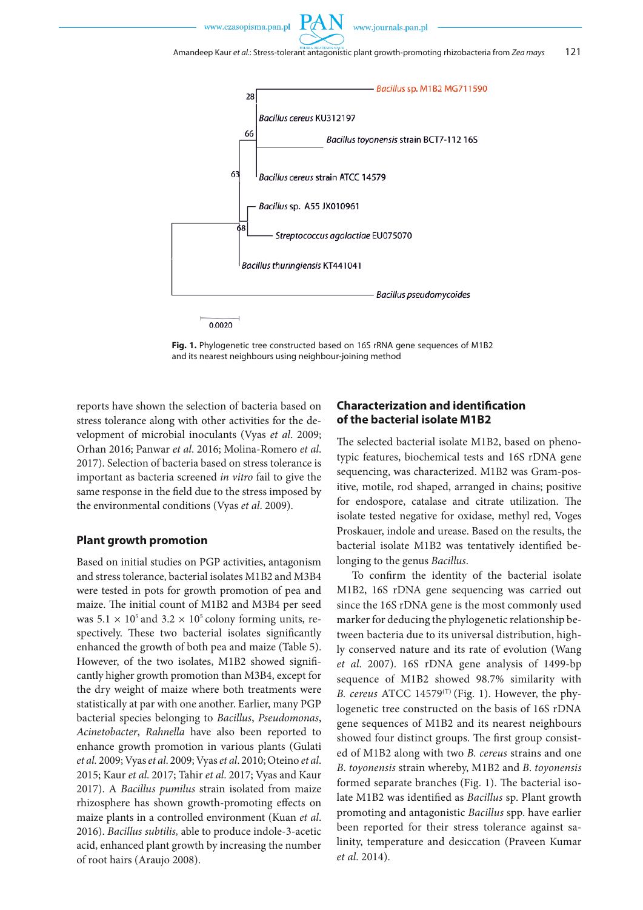Fig. 1. Phylogenetic tree constructed based on 16S rRNA gene sequences of M1B2 and its nearest neighbours using neighbour-joining method

reports have shown the selection of bacteria based on stress tolerance along with other activities for the development of microbial inoculants (Vyas *et al*. 2009; Orhan 2016; Panwar *et al*. 2016; Molina-Romero *et al*. 2017). Selection of bacteria based on stress tolerance is important as bacteria screened *in vitro* fail to give the same response in the field due to the stress imposed by the environmental conditions (Vyas *et al*. 2009).

## Plant growth promotion

Based on initial studies on PGP activities, antagonism and stress tolerance, bacterial isolates M1B2 and M3B4 were tested in pots for growth promotion of pea and maize. The initial count of M1B2 and M3B4 per seed was $5.1 \times 10^5$ and $3.2 \times 10^5$ colony forming units, respectively. These two bacterial isolates significantly enhanced the growth of both pea and maize (Table 5). However, of the two isolates, M1B2 showed significantly higher growth promotion than M3B4, except for the dry weight of maize where both treatments were statistically at par with one another. Earlier, many PGP bacterial species belonging to *Bacillus*, *Pseudomonas*, *Acinetobacter*, *Rahnella* have also been reported to enhance growth promotion in various plants (Gulati *et al.* 2009; Vyas *et al.* 2009; Vyas *et al.* 2010; Oteino *et al.* 2015; Kaur *et al*. 2017; Tahir *et al*. 2017; Vyas and Kaur 2017). A *Bacillus pumilus* strain isolated from maize rhizosphere has shown growth-promoting effects on maize plants in a controlled environment (Kuan *et al.* 2016). *Bacillus subtilis,* able to produce indole-3-acetic acid, enhanced plant growth by increasing the number of root hairs (Araujo 2008).

## Characterization and identification of the bacterial isolate M1B2

The selected bacterial isolate M1B2, based on phenotypic features, biochemical tests and 16S rDNA gene sequencing, was characterized. M1B2 was Gram-positive, motile, rod shaped, arranged in chains; positive for endospore, catalase and citrate utilization. The isolate tested negative for oxidase, methyl red, Voges Proskauer, indole and urease. Based on the results, the bacterial isolate M1B2 was tentatively identified belonging to the genus *Bacillus*.

To confirm the identity of the bacterial isolate M1B2, 16S rDNA gene sequencing was carried out since the 16S rDNA gene is the most commonly used marker for deducing the phylogenetic relationship between bacteria due to its universal distribution, highly conserved nature and its rate of evolution (Wang *et al.* 2007). 16S rDNA gene analysis of 1499-bp sequence of M1B2 showed 98.7% similarity with *B. cereus* ATCC 14579[(T)] (Fig. 1). However, the phylogenetic tree constructed on the basis of 16S rDNA gene sequences of M1B2 and its nearest neighbours showed four distinct groups. The first group consisted of M1B2 along with two *B. cereus* strains and one *B. toyonensis* strain whereby, M1B2 and *B. toyonensis* formed separate branches (Fig. 1). The bacterial isolate M1B2 was identified as *Bacillus* sp. Plant growth promoting and antagonistic *Bacillus* spp. have earlier been reported for their stress tolerance against salinity, temperature and desiccation (Praveen Kumar *et al.* 2014).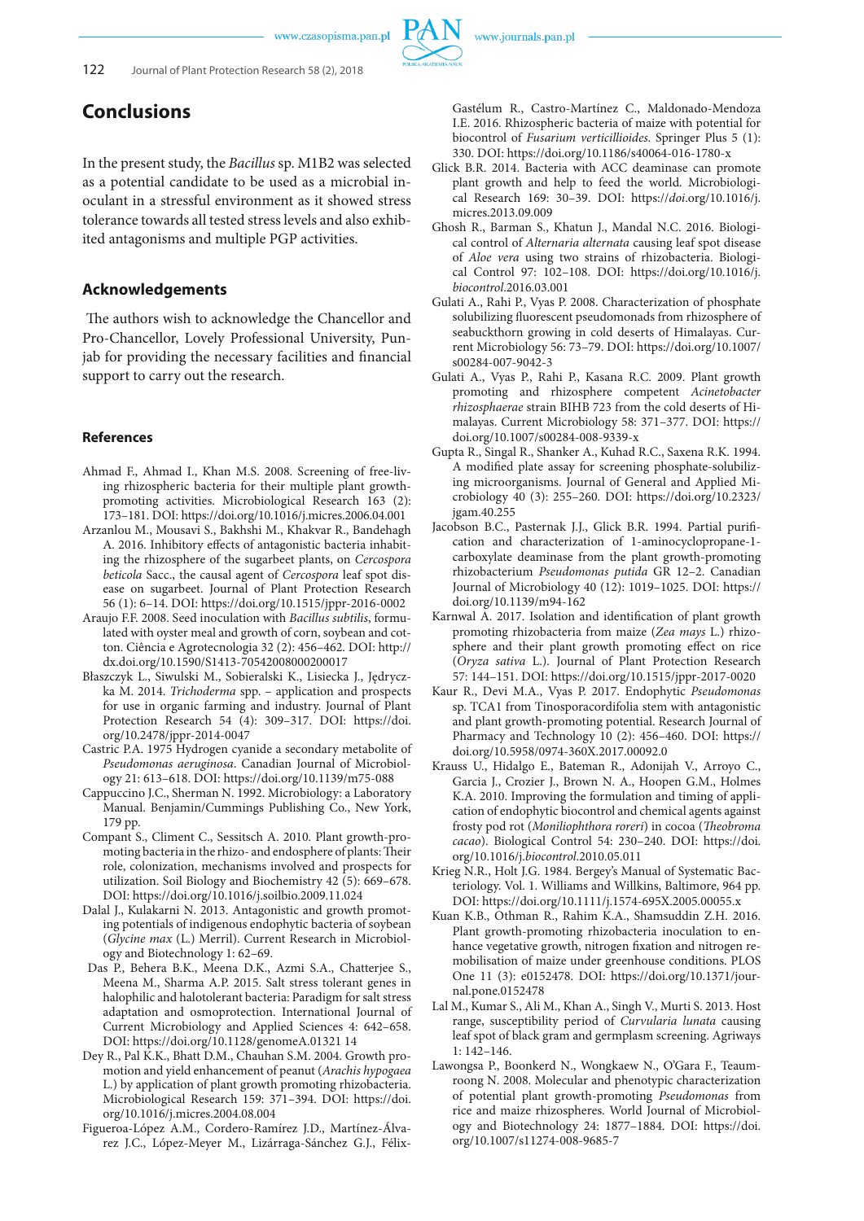## Conclusions

In the present study, the *Bacillus* sp. M1B2 was selected as a potential candidate to be used as a microbial inoculant in a stressful environment as it showed stress tolerance towards all tested stress levels and also exhibited antagonisms and multiple PGP activities.

## Acknowledgements

The authors wish to acknowledge the Chancellor and Pro-Chancellor, Lovely Professional University, Punjab for providing the necessary facilities and financial support to carry out the research.

## References

Ahmad F., Ahmad I., Khan M.S. 2008. Screening of free-living rhizospheric bacteria for their multiple plant growth-promoting activities. Microbiological Research 163 (2): 173–181. DOI: https://doi.org/10.1016/j.micres.2006.04.001

Arzanlou M., Mousavi S., Bakhshi M., Khakvar R., Bandehagh A. 2016. Inhibitory effects of antagonistic bacteria inhabiting the rhizosphere of the sugarbeet plants, on *Cercospora beticola* Sacc., the causal agent of *Cercospora* leaf spot disease on sugarbeet. Journal of Plant Protection Research 56 (1): 6–14. DOI: https://doi.org/10.1515/jppr-2016-0002

Araujo F.F. 2008. Seed inoculation with *Bacillus subtilis*, formulated with oyster meal and growth of corn, soybean and cotton. Ciência e Agrotecnologia 32 (2): 456–462. DOI: http://dx.doi.org/10.1590/S1413-70542008000200017

Błaszczyk L., Siwulski M., Sobieralski K., Lisiecka J., Jędryczka M. 2014. *Trichoderma* spp. – application and prospects for use in organic farming and industry. Journal of Plant Protection Research 54 (4): 309–317. DOI: https://doi.org/10.2478/jppr-2014-0047

Castric P.A. 1975 Hydrogen cyanide a secondary metabolite of *Pseudomonas aeruginosa*. Canadian Journal of Microbiology 21: 613–618. DOI: https://doi.org/10.1139/m75-088

Cappuccino J.C., Sherman N. 1992. Microbiology: a Laboratory Manual. Benjamin/Cummings Publishing Co., New York, 179 pp.

Compant S., Climent C., Sessitsch A. 2010. Plant growth-promoting bacteria in the rhizo- and endosphere of plants: Their role, colonization, mechanisms involved and prospects for utilization. Soil Biology and Biochemistry 42 (5): 669–678. DOI: https://doi.org/10.1016/j.soilbio.2009.11.024

Dalal J., Kulakarni N. 2013. Antagonistic and growth promoting potentials of indigenous endophytic bacteria of soybean (*Glycine max* (L.) Merril). Current Research in Microbiology and Biotechnology 1: 62–69.

Das P., Behera B.K., Meena D.K., Azmi S.A., Chatterjee S., Meena M., Sharma A.P. 2015. Salt stress tolerant genes in halophilic and halotolerant bacteria: Paradigm for salt stress adaptation and osmoprotection. International Journal of Current Microbiology and Applied Sciences 4: 642–658. DOI: https://doi.org/10.1128/genomeA.01321 14

Dey R., Pal K.K., Bhatt D.M., Chauhan S.M. 2004. Growth promotion and yield enhancement of peanut (*Arachis hypogaea* L.) by application of plant growth promoting rhizobacteria. Microbiological Research 159: 371–394. DOI: https://doi.org/10.1016/j.micres.2004.08.004

Figueroa-López A.M., Cordero-Ramírez J.D., Martínez-Álvarez J.C., López-Meyer M., Lizárraga-Sánchez G.J., Félix-Gastélum R., Castro-Martínez C., Maldonado-Mendoza I.E. 2016. Rhizospheric bacteria of maize with potential for biocontrol of *Fusarium verticillioides*. Springer Plus 5 (1): 330. DOI: https://doi.org/10.1186/s40064-016-1780-x

Glick B.R. 2014. Bacteria with ACC deaminase can promote plant growth and help to feed the world. Microbiological Research 169: 30–39. DOI: https://doi.org/10.1016/j.micres.2013.09.009

Ghosh R., Barman S., Khatun J., Mandal N.C. 2016. Biological control of *Alternaria alternata* causing leaf spot disease of *Aloe vera* using two strains of rhizobacteria. Biological Control 97: 102–108. DOI: https://doi.org/10.1016/j.biocontrol.2016.03.001

Gulati A., Rahi P., Vyas P. 2008. Characterization of phosphate solubilizing fluorescent pseudomonads from rhizosphere of seabuckthorn growing in cold deserts of Himalayas. Current Microbiology 56: 73–79. DOI: https://doi.org/10.1007/s00284-007-9042-3

Gulati A., Vyas P., Rahi P., Kasana R.C. 2009. Plant growth promoting and rhizosphere competent *Acinetobacter rhizosphaerae* strain BIHB 723 from the cold deserts of Himalayas. Current Microbiology 58: 371–377. DOI: https://doi.org/10.1007/s00284-008-9339-x

Gupta R., Singal R., Shanker A., Kuhad R.C., Saxena R.K. 1994. A modified plate assay for screening phosphate-solubilizing microorganisms. Journal of General and Applied Microbiology 40 (3): 255–260. DOI: https://doi.org/10.2323/jgam.40.255

Jacobson B.C., Pasternak J.J., Glick B.R. 1994. Partial purification and characterization of 1-aminocyclopropane-1-carboxylate deaminase from the plant growth-promoting rhizobacterium *Pseudomonas putida* GR 12–2. Canadian Journal of Microbiology 40 (12): 1019–1025. DOI: https://doi.org/10.1139/m94-162

Karnwal A. 2017. Isolation and identification of plant growth promoting rhizobacteria from maize (*Zea mays* L.) rhizosphere and their plant growth promoting effect on rice (*Oryza sativa* L.). Journal of Plant Protection Research 57: 144–151. DOI: https://doi.org/10.1515/jppr-2017-0020

Kaur R., Devi M.A., Vyas P. 2017. Endophytic *Pseudomonas* sp. TCA1 from Tinosporacordifolia stem with antagonistic and plant growth-promoting potential. Research Journal of Pharmacy and Technology 10 (2): 456–460. DOI: https://doi.org/10.5958/0974-360X.2017.00092.0

Krauss U., Hidalgo E., Bateman R., Adonijah V., Arroyo C., Garcia J., Crozier J., Brown N. A., Hoopen G.M., Holmes K.A. 2010. Improving the formulation and timing of application of endophytic biocontrol and chemical agents against frosty pod rot (*Moniliophthora roreri*) in cocoa (*Theobroma cacao*). Biological Control 54: 230–240. DOI: https://doi.org/10.1016/j.biocontrol.2010.05.011

Krieg N.R., Holt J.G. 1984. Bergey's Manual of Systematic Bacteriology. Vol. 1. Williams and Willkins, Baltimore, 964 pp. DOI: https://doi.org/10.1111/j.1574-695X.2005.00055.x

Kuan K.B., Othman R., Rahim K.A., Shamsuddin Z.H. 2016. Plant growth-promoting rhizobacteria inoculation to enhance vegetative growth, nitrogen fixation and nitrogen remobilisation of maize under greenhouse conditions. PLOS One 11 (3): e0152478. DOI: https://doi.org/10.1371/journal.pone.0152478

Lal M., Kumar S., Ali M., Khan A., Singh V., Murti S. 2013. Host range, susceptibility period of *Curvularia lunata* causing leaf spot of black gram and germplasm screening. Agriways 1: 142–146.

Lawongsa P., Boonkerd N., Wongkaew N., O'Gara F., Teaumroong N. 2008. Molecular and phenotypic characterization of potential plant growth-promoting *Pseudomonas* from rice and maize rhizospheres. World Journal of Microbiology and Biotechnology 24: 1877–1884. DOI: https://doi.org/10.1007/s11274-008-9685-7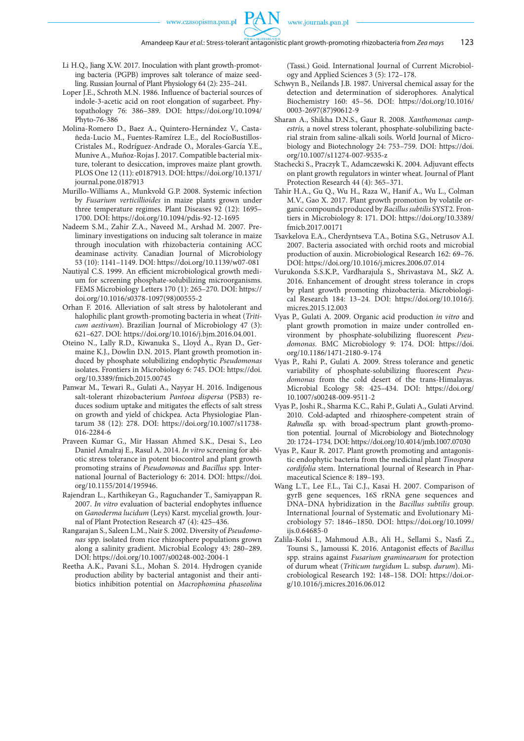Li H.Q., Jiang X.W. 2017. Inoculation with plant growth-promoting bacteria (PGPB) improves salt tolerance of maize seedling. Russian Journal of Plant Physiology 64 (2): 235–241.

Loper J.E., Schroth M.N. 1986. Influence of bacterial sources of indole-3-acetic acid on root elongation of sugarbeet. Phytopathology 76: 386–389. DOI: https://doi.org/10.1094/Phyto-76-386

Molina-Romero D., Baez A., Quintero-Hernández V., Castañeda-Lucio M., Fuentes-Ramírez L.E., del RocíoBustillos-Cristales M., Rodríguez-Andrade O., Morales-García Y.E., Munive A., Muñoz-Rojas J. 2017. Compatible bacterial mixture, tolerant to desiccation, improves maize plant growth. PLOS One 12 (11): e0187913. DOI: https://doi.org/10.1371/journal.pone.0187913

Murillo-Williams A., Munkvold G.P. 2008. Systemic infection by *Fusarium verticillioides* in maize plants grown under three temperature regimes. Plant Diseases 92 (12): 1695–1700. DOI: https://doi.org/10.1094/pdis-92-12-1695

Nadeem S.M., Zahir Z.A., Naveed M., Arshad M. 2007. Preliminary investigations on inducing salt tolerance in maize through inoculation with rhizobacteria containing ACC deaminase activity. Canadian Journal of Microbiology 53 (10): 1141–1149. DOI: https://doi.org/10.1139/w07-081

Nautiyal C.S. 1999. An efficient microbiological growth medium for screening phosphate-solubilizing microorganisms. FEMS Microbiology Letters 170 (1): 265–270. DOI: https://doi.org/10.1016/s0378-1097(98)00555-2

Orhan F. 2016. Alleviation of salt stress by halotolerant and halophilic plant growth-promoting bacteria in wheat (*Triticum aestivum*). Brazilian Journal of Microbiology 47 (3): 621–627. DOI: https://doi.org/10.1016/j.bjm.2016.04.001.

Oteino N., Lally R.D., Kiwanuka S., Lloyd A., Ryan D., Germaine K.J., Dowlin D.N. 2015. Plant growth promotion induced by phosphate solubilizing endophytic *Pseudomonas* isolates. Frontiers in Microbiology 6: 745. DOI: https://doi.org/10.3389/fmicb.2015.00745

Panwar M., Tewari R., Gulati A., Nayyar H. 2016. Indigenous salt-tolerant rhizobacterium *Pantoea dispersa* (PSB3) reduces sodium uptake and mitigates the effects of salt stress on growth and yield of chickpea. Acta Physiologiae Plantarum 38 (12): 278. DOI: https://doi.org/10.1007/s11738-016-2284-6

Praveen Kumar G., Mir Hassan Ahmed S.K., Desai S., Leo Daniel Amalraj E., Rasul A. 2014. *In vitro* screening for abiotic stress tolerance in potent biocontrol and plant growth promoting strains of *Pseudomonas* and *Bacillus* spp. International Journal of Bacteriology 6: 2014. DOI: https://doi.org/10.1155/2014/195946.

Rajendran L., Karthikeyan G., Raguchander T., Samiyappan R. 2007. *In vitro* evaluation of bacterial endophytes influence on *Ganoderma lucidum* (Leys) Karst. mycelial growth. Journal of Plant Protection Research 47 (4): 425–436.

Rangarajan S., Saleen L.M., Nair S. 2002. Diversity of *Pseudomonas* spp. isolated from rice rhizosphere populations grown along a salinity gradient. Microbial Ecology 43: 280–289. DOI: https://doi.org/10.1007/s00248-002-2004-1

Reetha A.K., Pavani S.L., Mohan S. 2014. Hydrogen cyanide production ability by bacterial antagonist and their antibiotics inhibition potential on *Macrophomina phaseolina* (Tassi.) Goid. International Journal of Current Microbiology and Applied Sciences 3 (5): 172–178.

Schwyn B., Neilands J.B. 1987. Universal chemical assay for the detection and determination of siderophores. Analytical Biochemistry 160: 45–56. DOI: https://doi.org/10.1016/0003-2697(87)90612-9

Sharan A., Shikha D.N.S., Gaur R. 2008. *Xanthomonas campestris*, a novel stress tolerant, phosphate-solubilizing bacterial strain from saline-alkali soils. World Journal of Microbiology and Biotechnology 24: 753–759. DOI: https://doi.org/10.1007/s11274-007-9535-z

Stachecki S., Praczyk T., Adamczewski K. 2004. Adjuvant effects on plant growth regulators in winter wheat. Journal of Plant Protection Research 44 (4): 365–371.

Tahir H.A., Gu Q., Wu H., Raza W., Hanif A., Wu L., Colman M.V., Gao X. 2017. Plant growth promotion by volatile organic compounds produced by *Bacillus subtilis* SYST2. Frontiers in Microbiology 8: 171. DOI: https://doi.org/10.3389/fmicb.2017.00171

Tsavkelova E.A., Cherdyntseva T.A., Botina S.G., Netrusov A.I. 2007. Bacteria associated with orchid roots and microbial production of auxin. Microbiological Research 162: 69–76. DOI: https://doi.org/10.1016/j.micres.2006.07.014

Vurukonda S.S.K.P., Vardharajula S., Shrivastava M., SkZ A. 2016. Enhancement of drought stress tolerance in crops by plant growth promoting rhizobacteria. Microbiological Research 184: 13–24. DOI: https://doi.org/10.1016/j.micres.2015.12.003

Vyas P., Gulati A. 2009. Organic acid production *in vitro* and plant growth promotion in maize under controlled environment by phosphate-solubilizing fluorescent *Pseudomonas*. BMC Microbiology 9: 174. DOI: https://doi.org/10.1186/1471-2180-9-174

Vyas P., Rahi P., Gulati A. 2009. Stress tolerance and genetic variability of phosphate-solubilizing fluorescent *Pseudomonas* from the cold desert of the trans-Himalayas. Microbial Ecology 58: 425–434. DOI: https://doi.org/10.1007/s00248-009-9511-2

Vyas P., Joshi R., Sharma K.C., Rahi P., Gulati A., Gulati Arvind. 2010. Cold-adapted and rhizosphere-competent strain of *Rahnella* sp. with broad-spectrum plant growth-promotion potential. Journal of Microbiology and Biotechnology 20: 1724–1734. DOI: https://doi.org/10.4014/jmb.1007.07030

Vyas P., Kaur R. 2017. Plant growth promoting and antagonistic endophytic bacteria from the medicinal plant *Tinospora cordifolia* stem. International Journal of Research in Pharmaceutical Science 8: 189–193.

Wang L.T., Lee F.L., Tai C.J., Kasai H. 2007. Comparison of gyrB gene sequences, 16S rRNA gene sequences and DNA–DNA hybridization in the *Bacillus subtilis* group. International Journal of Systematic and Evolutionary Microbiology 57: 1846–1850. DOI: https://doi.org/10.1099/ijs.0.64685-0

Zalila-Kolsi I., Mahmoud A.B., Ali H., Sellami S., Nasfi Z., Tounsi S., Jamoussi K. 2016. Antagonist effects of *Bacillus* spp. strains against *Fusarium graminearum* for protection of durum wheat (*Triticum turgidum* L. subsp. *durum*). Microbiological Research 192: 148–158. DOI: https://doi.org/10.1016/j.micres.2016.06.012